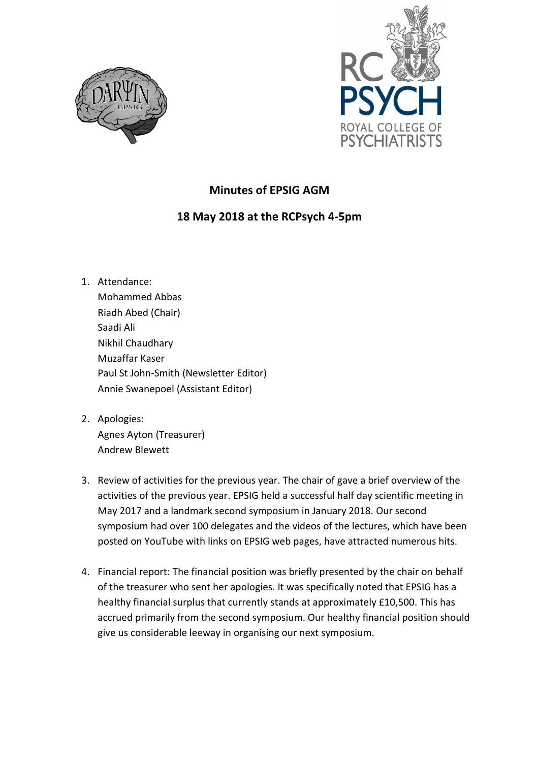# Minutes of EPSIG AGM

## 18 May 2018 at the RCPsych 4-5pm

1. Attendance:
   Mohammed Abbas
   Riadh Abed (Chair)
   Saadi Ali
   Nikhil Chaudhary
   Muzaffar Kaser
   Paul St John-Smith (Newsletter Editor)
   Annie Swanepoel (Assistant Editor)

2. Apologies:
   Agnes Ayton (Treasurer)
   Andrew Blewett

3. Review of activities for the previous year. The chair of gave a brief overview of the activities of the previous year. EPSIG held a successful half day scientific meeting in May 2017 and a landmark second symposium in January 2018. Our second symposium had over 100 delegates and the videos of the lectures, which have been posted on YouTube with links on EPSIG web pages, have attracted numerous hits.

4. Financial report: The financial position was briefly presented by the chair on behalf of the treasurer who sent her apologies. It was specifically noted that EPSIG has a healthy financial surplus that currently stands at approximately £10,500. This has accrued primarily from the second symposium. Our healthy financial position should give us considerable leeway in organising our next symposium.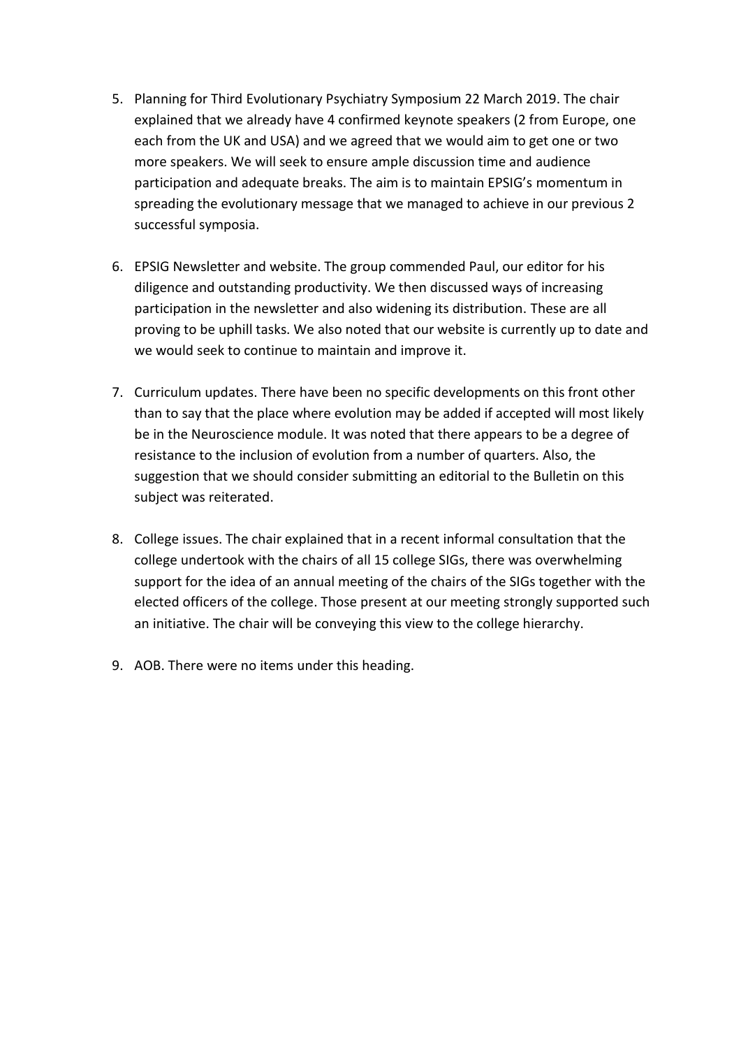5. Planning for Third Evolutionary Psychiatry Symposium 22 March 2019. The chair explained that we already have 4 confirmed keynote speakers (2 from Europe, one each from the UK and USA) and we agreed that we would aim to get one or two more speakers. We will seek to ensure ample discussion time and audience participation and adequate breaks. The aim is to maintain EPSIG's momentum in spreading the evolutionary message that we managed to achieve in our previous 2 successful symposia.

6. EPSIG Newsletter and website. The group commended Paul, our editor for his diligence and outstanding productivity. We then discussed ways of increasing participation in the newsletter and also widening its distribution. These are all proving to be uphill tasks. We also noted that our website is currently up to date and we would seek to continue to maintain and improve it.

7. Curriculum updates. There have been no specific developments on this front other than to say that the place where evolution may be added if accepted will most likely be in the Neuroscience module. It was noted that there appears to be a degree of resistance to the inclusion of evolution from a number of quarters. Also, the suggestion that we should consider submitting an editorial to the Bulletin on this subject was reiterated.

8. College issues. The chair explained that in a recent informal consultation that the college undertook with the chairs of all 15 college SIGs, there was overwhelming support for the idea of an annual meeting of the chairs of the SIGs together with the elected officers of the college. Those present at our meeting strongly supported such an initiative. The chair will be conveying this view to the college hierarchy.

9. AOB. There were no items under this heading.